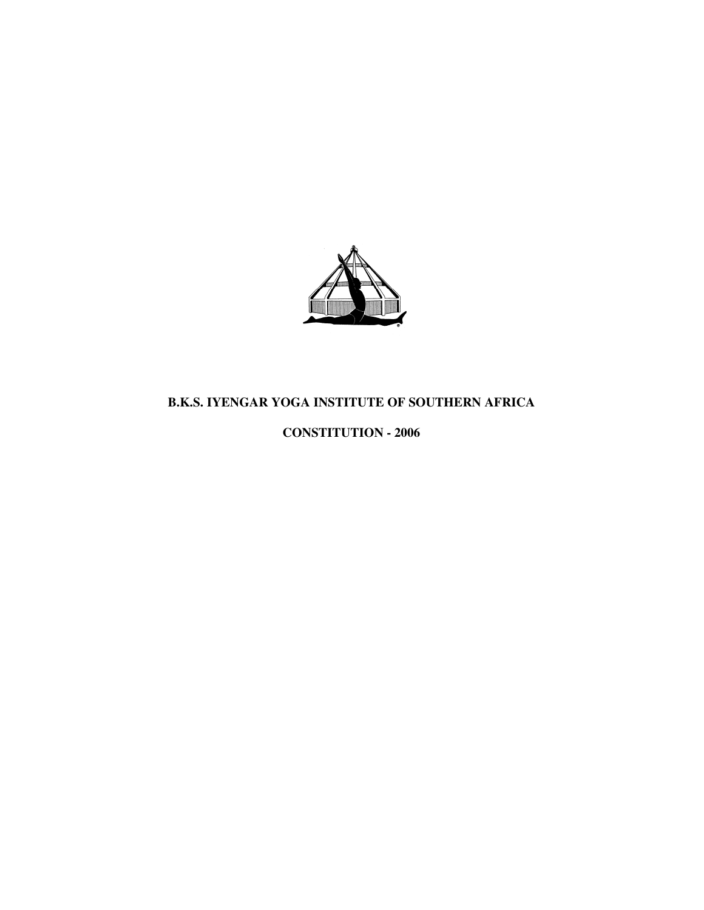# B.K.S. IYENGAR YOGA INSTITUTE OF SOUTHERN AFRICA

## CONSTITUTION - 2006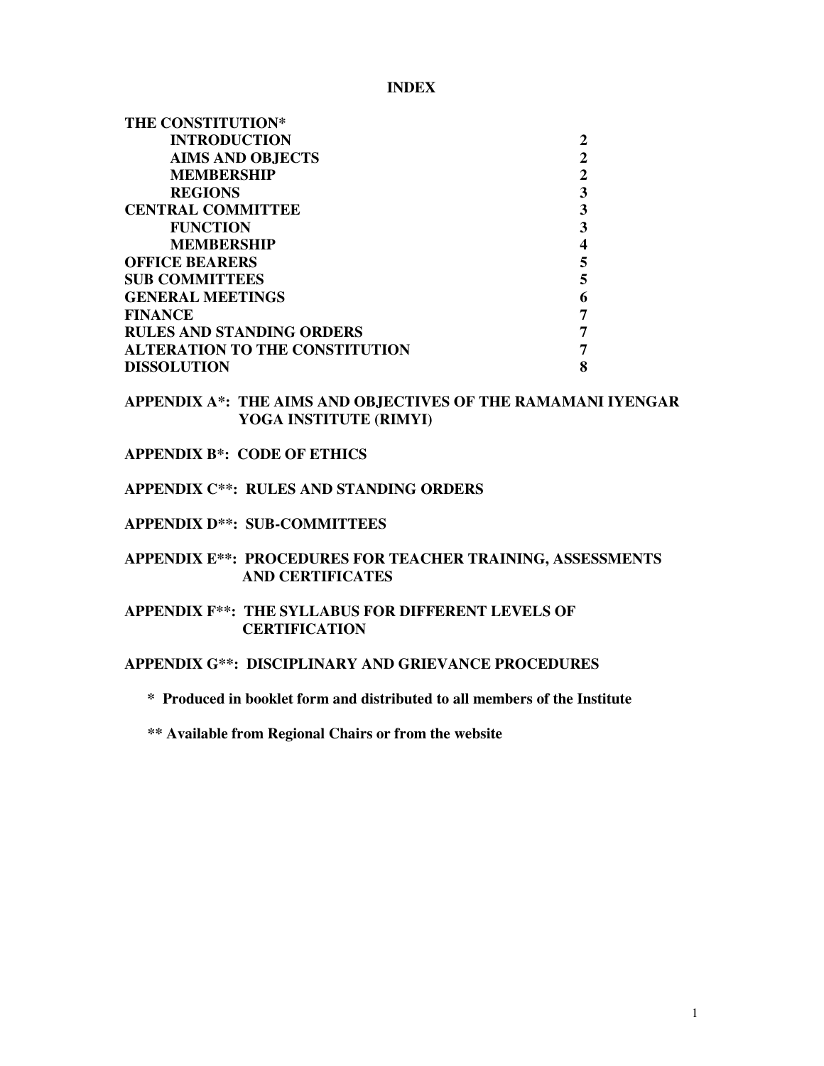# INDEX

| | |
|---|---|
| **THE CONSTITUTION*** | |
| **INTRODUCTION** | **2** |
| **AIMS AND OBJECTS** | **2** |
| **MEMBERSHIP** | **2** |
| **REGIONS** | **3** |
| **CENTRAL COMMITTEE** | **3** |
| **FUNCTION** | **3** |
| **MEMBERSHIP** | **4** |
| **OFFICE BEARERS** | **5** |
| **SUB COMMITTEES** | **5** |
| **GENERAL MEETINGS** | **6** |
| **FINANCE** | **7** |
| **RULES AND STANDING ORDERS** | **7** |
| **ALTERATION TO THE CONSTITUTION** | **7** |
| **DISSOLUTION** | **8** |

**APPENDIX A*: THE AIMS AND OBJECTIVES OF THE RAMAMANI IYENGAR YOGA INSTITUTE (RIMYI)**

**APPENDIX B*: CODE OF ETHICS**

**APPENDIX C**: RULES AND STANDING ORDERS**

**APPENDIX D**: SUB-COMMITTEES**

**APPENDIX E**: PROCEDURES FOR TEACHER TRAINING, ASSESSMENTS AND CERTIFICATES**

**APPENDIX F**: THE SYLLABUS FOR DIFFERENT LEVELS OF CERTIFICATION**

**APPENDIX G**: DISCIPLINARY AND GRIEVANCE PROCEDURES**

**\* Produced in booklet form and distributed to all members of the Institute**

**\*\* Available from Regional Chairs or from the website**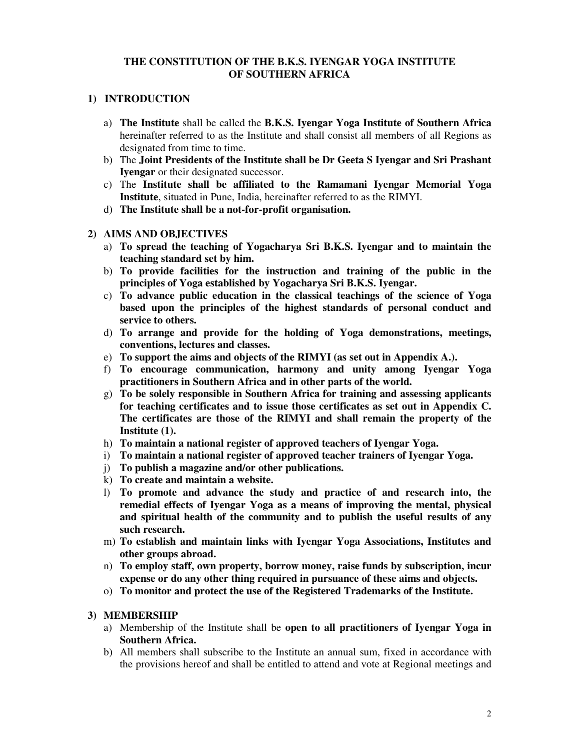### THE CONSTITUTION OF THE B.K.S. IYENGAR YOGA INSTITUTE OF SOUTHERN AFRICA

#### 1) INTRODUCTION

a) **The Institute** shall be called the **B.K.S. Iyengar Yoga Institute of Southern Africa** hereinafter referred to as the Institute and shall consist all members of all Regions as designated from time to time.
b) The **Joint Presidents of the Institute shall be Dr Geeta S Iyengar and Sri Prashant Iyengar** or their designated successor.
c) The **Institute shall be affiliated to the Ramamani Iyengar Memorial Yoga Institute**, situated in Pune, India, hereinafter referred to as the RIMYI.
d) **The Institute shall be a not-for-profit organisation.**

#### 2) AIMS AND OBJECTIVES

a) **To spread the teaching of Yogacharya Sri B.K.S. Iyengar and to maintain the teaching standard set by him.**
b) **To provide facilities for the instruction and training of the public in the principles of Yoga established by Yogacharya Sri B.K.S. Iyengar.**
c) **To advance public education in the classical teachings of the science of Yoga based upon the principles of the highest standards of personal conduct and service to others.**
d) **To arrange and provide for the holding of Yoga demonstrations, meetings, conventions, lectures and classes.**
e) **To support the aims and objects of the RIMYI (as set out in Appendix A.).**
f) **To encourage communication, harmony and unity among Iyengar Yoga practitioners in Southern Africa and in other parts of the world.**
g) **To be solely responsible in Southern Africa for training and assessing applicants for teaching certificates and to issue those certificates as set out in Appendix C. The certificates are those of the RIMYI and shall remain the property of the Institute (1).**
h) **To maintain a national register of approved teachers of Iyengar Yoga.**
i) **To maintain a national register of approved teacher trainers of Iyengar Yoga.**
j) **To publish a magazine and/or other publications.**
k) **To create and maintain a website.**
l) **To promote and advance the study and practice of and research into, the remedial effects of Iyengar Yoga as a means of improving the mental, physical and spiritual health of the community and to publish the useful results of any such research.**
m) **To establish and maintain links with Iyengar Yoga Associations, Institutes and other groups abroad.**
n) **To employ staff, own property, borrow money, raise funds by subscription, incur expense or do any other thing required in pursuance of these aims and objects.**
o) **To monitor and protect the use of the Registered Trademarks of the Institute.**

#### 3) MEMBERSHIP

a) Membership of the Institute shall be **open to all practitioners of Iyengar Yoga in Southern Africa.**
b) All members shall subscribe to the Institute an annual sum, fixed in accordance with the provisions hereof and shall be entitled to attend and vote at Regional meetings and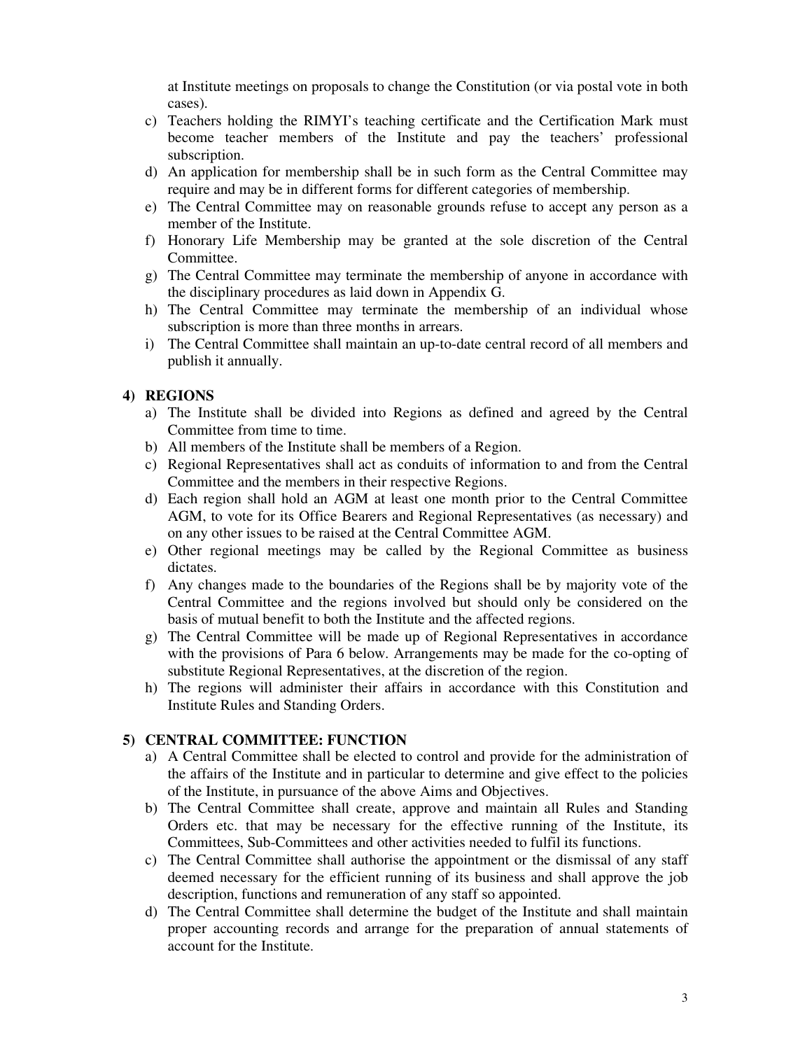at Institute meetings on proposals to change the Constitution (or via postal vote in both cases).

c) Teachers holding the RIMYI's teaching certificate and the Certification Mark must become teacher members of the Institute and pay the teachers' professional subscription.
d) An application for membership shall be in such form as the Central Committee may require and may be in different forms for different categories of membership.
e) The Central Committee may on reasonable grounds refuse to accept any person as a member of the Institute.
f) Honorary Life Membership may be granted at the sole discretion of the Central Committee.
g) The Central Committee may terminate the membership of anyone in accordance with the disciplinary procedures as laid down in Appendix G.
h) The Central Committee may terminate the membership of an individual whose subscription is more than three months in arrears.
i) The Central Committee shall maintain an up-to-date central record of all members and publish it annually.

## 4) REGIONS

a) The Institute shall be divided into Regions as defined and agreed by the Central Committee from time to time.
b) All members of the Institute shall be members of a Region.
c) Regional Representatives shall act as conduits of information to and from the Central Committee and the members in their respective Regions.
d) Each region shall hold an AGM at least one month prior to the Central Committee AGM, to vote for its Office Bearers and Regional Representatives (as necessary) and on any other issues to be raised at the Central Committee AGM.
e) Other regional meetings may be called by the Regional Committee as business dictates.
f) Any changes made to the boundaries of the Regions shall be by majority vote of the Central Committee and the regions involved but should only be considered on the basis of mutual benefit to both the Institute and the affected regions.
g) The Central Committee will be made up of Regional Representatives in accordance with the provisions of Para 6 below. Arrangements may be made for the co-opting of substitute Regional Representatives, at the discretion of the region.
h) The regions will administer their affairs in accordance with this Constitution and Institute Rules and Standing Orders.

## 5) CENTRAL COMMITTEE: FUNCTION

a) A Central Committee shall be elected to control and provide for the administration of the affairs of the Institute and in particular to determine and give effect to the policies of the Institute, in pursuance of the above Aims and Objectives.
b) The Central Committee shall create, approve and maintain all Rules and Standing Orders etc. that may be necessary for the effective running of the Institute, its Committees, Sub-Committees and other activities needed to fulfil its functions.
c) The Central Committee shall authorise the appointment or the dismissal of any staff deemed necessary for the efficient running of its business and shall approve the job description, functions and remuneration of any staff so appointed.
d) The Central Committee shall determine the budget of the Institute and shall maintain proper accounting records and arrange for the preparation of annual statements of account for the Institute.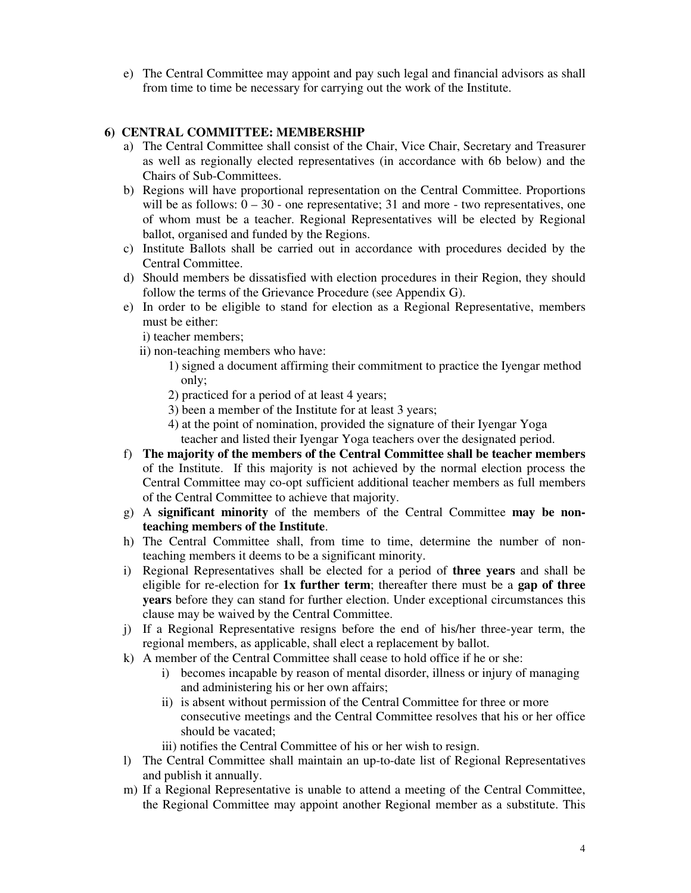e) The Central Committee may appoint and pay such legal and financial advisors as shall from time to time be necessary for carrying out the work of the Institute.

## 6) CENTRAL COMMITTEE: MEMBERSHIP

a) The Central Committee shall consist of the Chair, Vice Chair, Secretary and Treasurer as well as regionally elected representatives (in accordance with 6b below) and the Chairs of Sub-Committees.

b) Regions will have proportional representation on the Central Committee. Proportions will be as follows: 0 – 30 - one representative; 31 and more - two representatives, one of whom must be a teacher. Regional Representatives will be elected by Regional ballot, organised and funded by the Regions.

c) Institute Ballots shall be carried out in accordance with procedures decided by the Central Committee.

d) Should members be dissatisfied with election procedures in their Region, they should follow the terms of the Grievance Procedure (see Appendix G).

e) In order to be eligible to stand for election as a Regional Representative, members must be either:

   i) teacher members;

   ii) non-teaching members who have:

      1) signed a document affirming their commitment to practice the Iyengar method only;
      2) practiced for a period of at least 4 years;
      3) been a member of the Institute for at least 3 years;
      4) at the point of nomination, provided the signature of their Iyengar Yoga teacher and listed their Iyengar Yoga teachers over the designated period.

f) **The majority of the members of the Central Committee shall be teacher members** of the Institute. If this majority is not achieved by the normal election process the Central Committee may co-opt sufficient additional teacher members as full members of the Central Committee to achieve that majority.

g) A **significant minority** of the members of the Central Committee **may be non-teaching members of the Institute**.

h) The Central Committee shall, from time to time, determine the number of non-teaching members it deems to be a significant minority.

i) Regional Representatives shall be elected for a period of **three years** and shall be eligible for re-election for **1x further term**; thereafter there must be a **gap of three years** before they can stand for further election. Under exceptional circumstances this clause may be waived by the Central Committee.

j) If a Regional Representative resigns before the end of his/her three-year term, the regional members, as applicable, shall elect a replacement by ballot.

k) A member of the Central Committee shall cease to hold office if he or she:

   i) becomes incapable by reason of mental disorder, illness or injury of managing and administering his or her own affairs;
   ii) is absent without permission of the Central Committee for three or more consecutive meetings and the Central Committee resolves that his or her office should be vacated;
   iii) notifies the Central Committee of his or her wish to resign.

l) The Central Committee shall maintain an up-to-date list of Regional Representatives and publish it annually.

m) If a Regional Representative is unable to attend a meeting of the Central Committee, the Regional Committee may appoint another Regional member as a substitute. This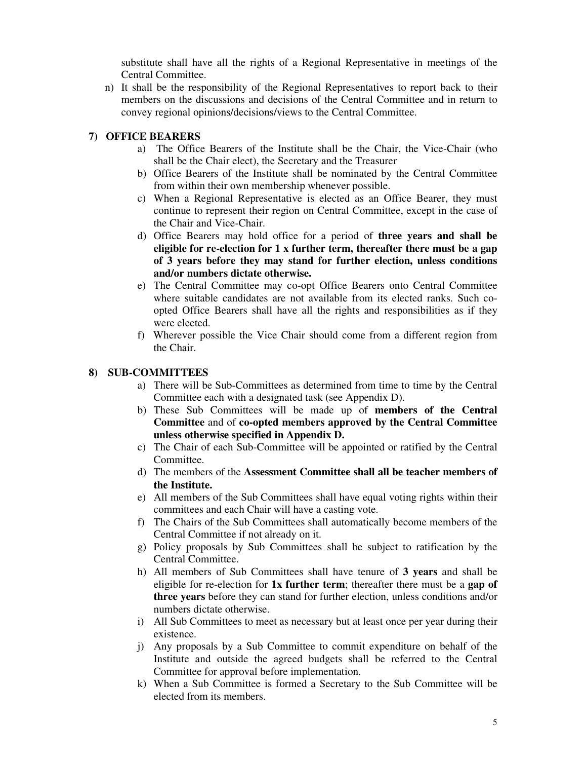substitute shall have all the rights of a Regional Representative in meetings of the Central Committee.

n) It shall be the responsibility of the Regional Representatives to report back to their members on the discussions and decisions of the Central Committee and in return to convey regional opinions/decisions/views to the Central Committee.

## 7) OFFICE BEARERS

a) The Office Bearers of the Institute shall be the Chair, the Vice-Chair (who shall be the Chair elect), the Secretary and the Treasurer

b) Office Bearers of the Institute shall be nominated by the Central Committee from within their own membership whenever possible.

c) When a Regional Representative is elected as an Office Bearer, they must continue to represent their region on Central Committee, except in the case of the Chair and Vice-Chair.

d) Office Bearers may hold office for a period of **three years and shall be eligible for re-election for 1 x further term, thereafter there must be a gap of 3 years before they may stand for further election, unless conditions and/or numbers dictate otherwise.**

e) The Central Committee may co-opt Office Bearers onto Central Committee where suitable candidates are not available from its elected ranks. Such co-opted Office Bearers shall have all the rights and responsibilities as if they were elected.

f) Wherever possible the Vice Chair should come from a different region from the Chair.

## 8) SUB-COMMITTEES

a) There will be Sub-Committees as determined from time to time by the Central Committee each with a designated task (see Appendix D).

b) These Sub Committees will be made up of **members of the Central Committee** and of **co-opted members approved by the Central Committee unless otherwise specified in Appendix D.**

c) The Chair of each Sub-Committee will be appointed or ratified by the Central Committee.

d) The members of the **Assessment Committee shall all be teacher members of the Institute.**

e) All members of the Sub Committees shall have equal voting rights within their committees and each Chair will have a casting vote.

f) The Chairs of the Sub Committees shall automatically become members of the Central Committee if not already on it.

g) Policy proposals by Sub Committees shall be subject to ratification by the Central Committee.

h) All members of Sub Committees shall have tenure of **3 years** and shall be eligible for re-election for **1x further term**; thereafter there must be a **gap of three years** before they can stand for further election, unless conditions and/or numbers dictate otherwise.

i) All Sub Committees to meet as necessary but at least once per year during their existence.

j) Any proposals by a Sub Committee to commit expenditure on behalf of the Institute and outside the agreed budgets shall be referred to the Central Committee for approval before implementation.

k) When a Sub Committee is formed a Secretary to the Sub Committee will be elected from its members.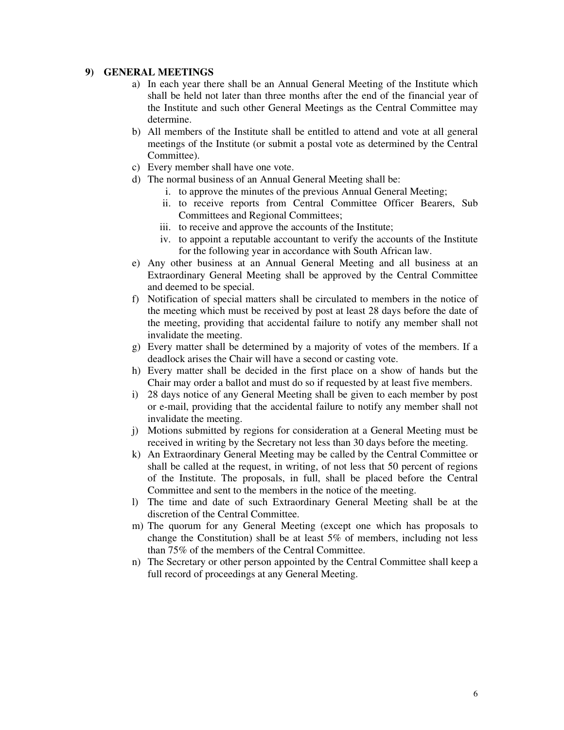## 9) GENERAL MEETINGS

a) In each year there shall be an Annual General Meeting of the Institute which shall be held not later than three months after the end of the financial year of the Institute and such other General Meetings as the Central Committee may determine.

b) All members of the Institute shall be entitled to attend and vote at all general meetings of the Institute (or submit a postal vote as determined by the Central Committee).

c) Every member shall have one vote.

d) The normal business of an Annual General Meeting shall be:

   i. to approve the minutes of the previous Annual General Meeting;

   ii. to receive reports from Central Committee Officer Bearers, Sub Committees and Regional Committees;

   iii. to receive and approve the accounts of the Institute;

   iv. to appoint a reputable accountant to verify the accounts of the Institute for the following year in accordance with South African law.

e) Any other business at an Annual General Meeting and all business at an Extraordinary General Meeting shall be approved by the Central Committee and deemed to be special.

f) Notification of special matters shall be circulated to members in the notice of the meeting which must be received by post at least 28 days before the date of the meeting, providing that accidental failure to notify any member shall not invalidate the meeting.

g) Every matter shall be determined by a majority of votes of the members. If a deadlock arises the Chair will have a second or casting vote.

h) Every matter shall be decided in the first place on a show of hands but the Chair may order a ballot and must do so if requested by at least five members.

i) 28 days notice of any General Meeting shall be given to each member by post or e-mail, providing that the accidental failure to notify any member shall not invalidate the meeting.

j) Motions submitted by regions for consideration at a General Meeting must be received in writing by the Secretary not less than 30 days before the meeting.

k) An Extraordinary General Meeting may be called by the Central Committee or shall be called at the request, in writing, of not less that 50 percent of regions of the Institute. The proposals, in full, shall be placed before the Central Committee and sent to the members in the notice of the meeting.

l) The time and date of such Extraordinary General Meeting shall be at the discretion of the Central Committee.

m) The quorum for any General Meeting (except one which has proposals to change the Constitution) shall be at least 5% of members, including not less than 75% of the members of the Central Committee.

n) The Secretary or other person appointed by the Central Committee shall keep a full record of proceedings at any General Meeting.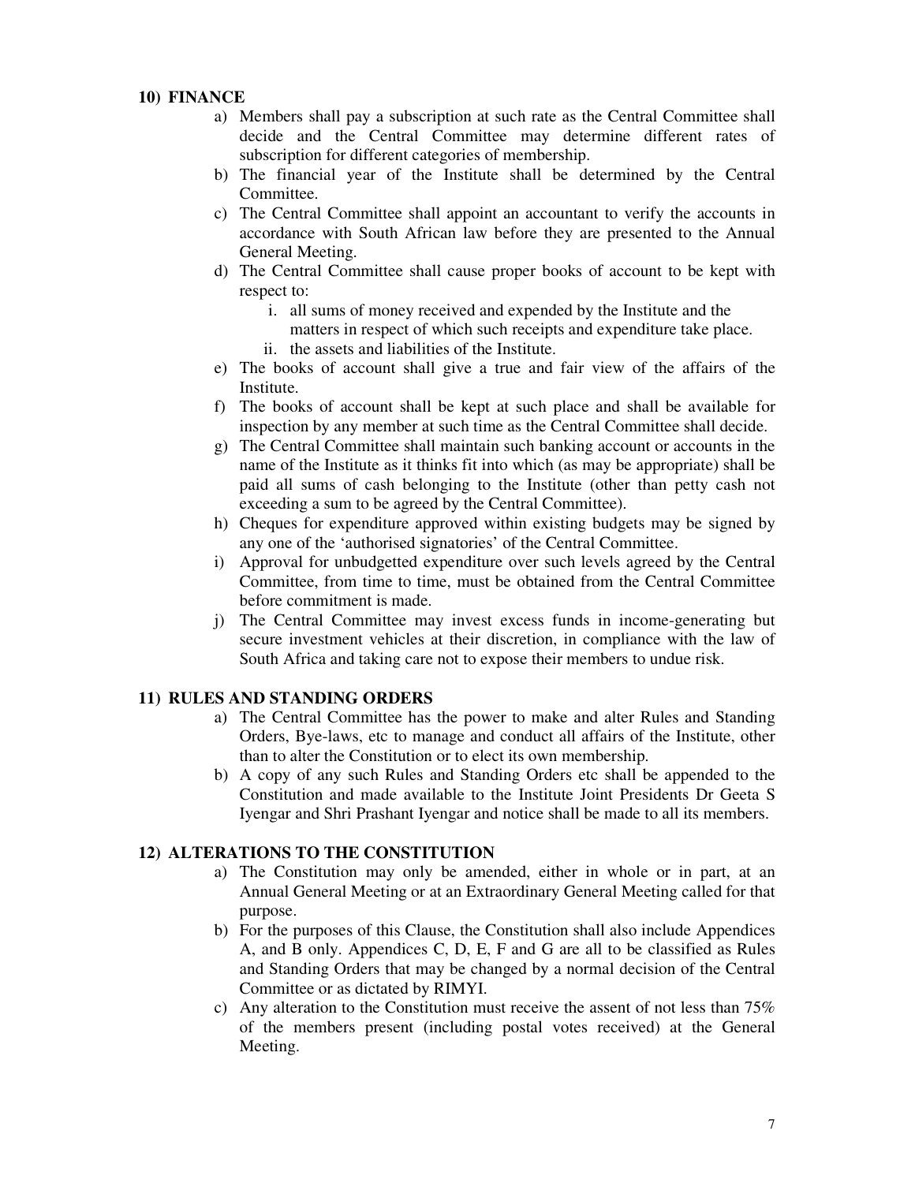## 10) FINANCE

a) Members shall pay a subscription at such rate as the Central Committee shall decide and the Central Committee may determine different rates of subscription for different categories of membership.

b) The financial year of the Institute shall be determined by the Central Committee.

c) The Central Committee shall appoint an accountant to verify the accounts in accordance with South African law before they are presented to the Annual General Meeting.

d) The Central Committee shall cause proper books of account to be kept with respect to:

   i. all sums of money received and expended by the Institute and the matters in respect of which such receipts and expenditure take place.

   ii. the assets and liabilities of the Institute.

e) The books of account shall give a true and fair view of the affairs of the Institute.

f) The books of account shall be kept at such place and shall be available for inspection by any member at such time as the Central Committee shall decide.

g) The Central Committee shall maintain such banking account or accounts in the name of the Institute as it thinks fit into which (as may be appropriate) shall be paid all sums of cash belonging to the Institute (other than petty cash not exceeding a sum to be agreed by the Central Committee).

h) Cheques for expenditure approved within existing budgets may be signed by any one of the 'authorised signatories' of the Central Committee.

i) Approval for unbudgetted expenditure over such levels agreed by the Central Committee, from time to time, must be obtained from the Central Committee before commitment is made.

j) The Central Committee may invest excess funds in income-generating but secure investment vehicles at their discretion, in compliance with the law of South Africa and taking care not to expose their members to undue risk.

## 11) RULES AND STANDING ORDERS

a) The Central Committee has the power to make and alter Rules and Standing Orders, Bye-laws, etc to manage and conduct all affairs of the Institute, other than to alter the Constitution or to elect its own membership.

b) A copy of any such Rules and Standing Orders etc shall be appended to the Constitution and made available to the Institute Joint Presidents Dr Geeta S Iyengar and Shri Prashant Iyengar and notice shall be made to all its members.

## 12) ALTERATIONS TO THE CONSTITUTION

a) The Constitution may only be amended, either in whole or in part, at an Annual General Meeting or at an Extraordinary General Meeting called for that purpose.

b) For the purposes of this Clause, the Constitution shall also include Appendices A, and B only. Appendices C, D, E, F and G are all to be classified as Rules and Standing Orders that may be changed by a normal decision of the Central Committee or as dictated by RIMYI.

c) Any alteration to the Constitution must receive the assent of not less than 75% of the members present (including postal votes received) at the General Meeting.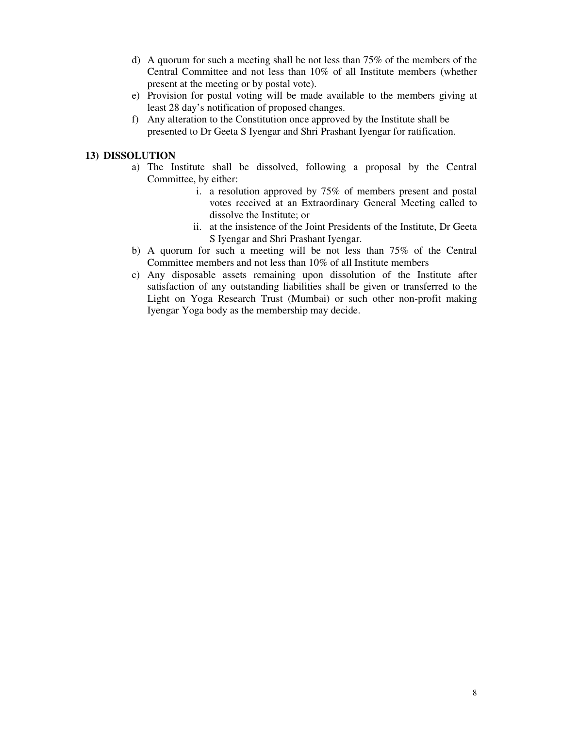d) A quorum for such a meeting shall be not less than 75% of the members of the Central Committee and not less than 10% of all Institute members (whether present at the meeting or by postal vote).
e) Provision for postal voting will be made available to the members giving at least 28 day's notification of proposed changes.
f) Any alteration to the Constitution once approved by the Institute shall be presented to Dr Geeta S Iyengar and Shri Prashant Iyengar for ratification.

## 13) DISSOLUTION

a) The Institute shall be dissolved, following a proposal by the Central Committee, by either:
   i. a resolution approved by 75% of members present and postal votes received at an Extraordinary General Meeting called to dissolve the Institute; or
   ii. at the insistence of the Joint Presidents of the Institute, Dr Geeta S Iyengar and Shri Prashant Iyengar.
b) A quorum for such a meeting will be not less than 75% of the Central Committee members and not less than 10% of all Institute members
c) Any disposable assets remaining upon dissolution of the Institute after satisfaction of any outstanding liabilities shall be given or transferred to the Light on Yoga Research Trust (Mumbai) or such other non-profit making Iyengar Yoga body as the membership may decide.